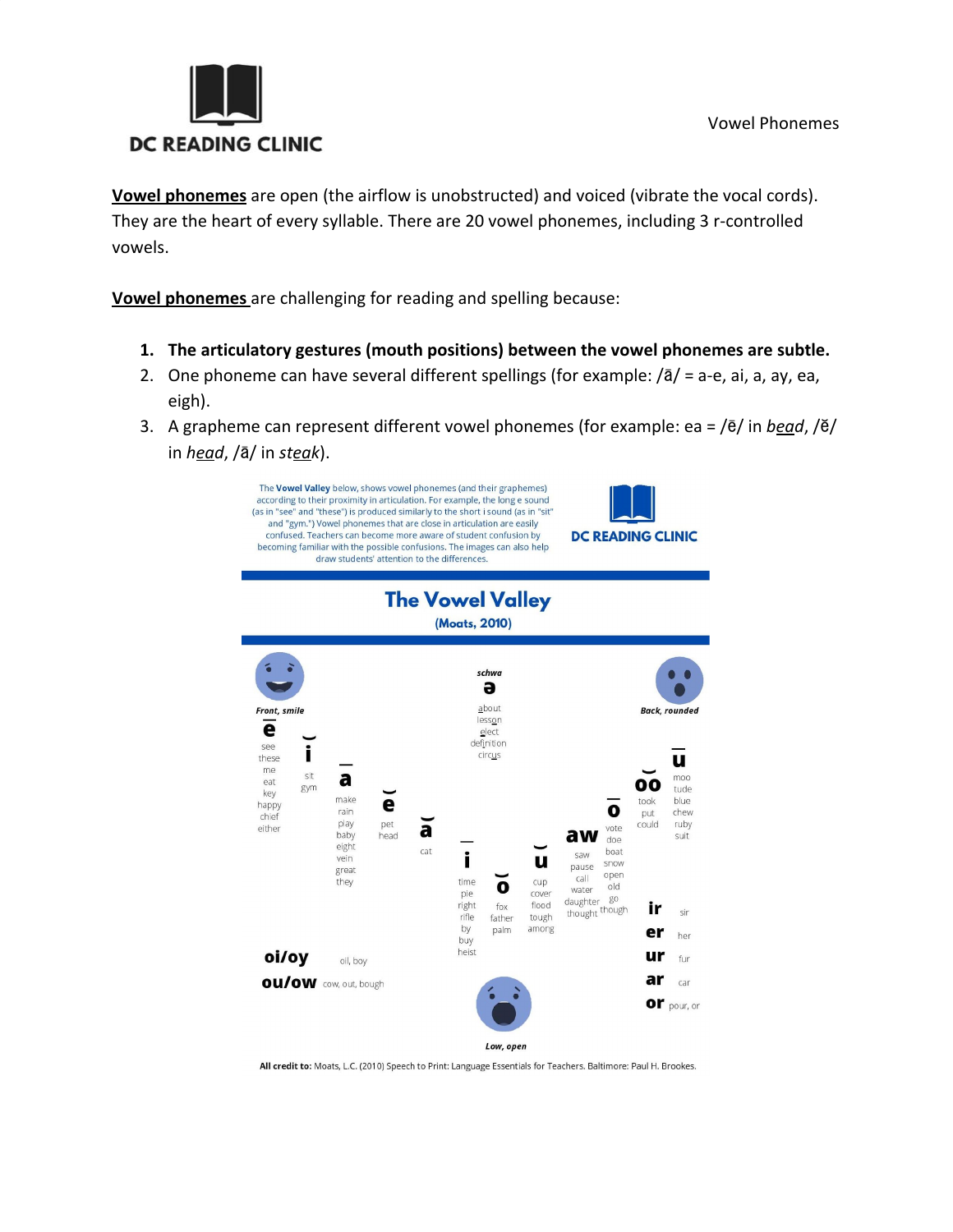DC READING CLINIC

Vowel Phonemes

**Vowel phonemes** are open (the airflow is unobstructed) and voiced (vibrate the vocal cords). They are the heart of every syllable. There are 20 vowel phonemes, including 3 r-controlled vowels.

**Vowel phonemes** are challenging for reading and spelling because:

1. **The articulatory gestures (mouth positions) between the vowel phonemes are subtle.**
2. One phoneme can have several different spellings (for example: /ā/ = a-e, ai, a, ay, ea, eigh).
3. A grapheme can represent different vowel phonemes (for example: ea = /ē/ in *bead*, /ĕ/ in *head*, /ā/ in *steak*).

The **Vowel Valley** below, shows vowel phonemes (and their graphemes) according to their proximity in articulation. For example, the long e sound (as in "see" and "these") is produced similarly to the short i sound (as in "sit" and "gym.") Vowel phonemes that are close in articulation are easily confused. Teachers can become more aware of student confusion by becoming familiar with the possible confusions. The images can also help draw students' attention to the differences.

DC READING CLINIC

## The Vowel Valley

(Moats, 2010)

*Front, smile*

*Back, rounded*

*Low, open*

schwa
ə
about
lesson
elect
definition
circus

ē
see
these
me
eat
key
happy
chief
either

ĭ
sit
gym

ā
make
rain
play
baby
eight
vein
great
they

ĕ
pet
head

ă
cat

ī
time
pie
right
rifle
by
buy
heist

ŏ
fox
father
palm

ŭ
cup
cover
flood
tough
among

aw
saw
pause
call
water
daughter
thought

ō
vote
doe
boat
snow
open
old
go
though

o͝o
took
put
could

ū
moo
tude
blue
chew
ruby
suit

oi/oy oil, boy

ou/ow cow, out, bough

ir sir

er her

ur fur

ar car

or pour, or

**All credit to:** Moats, L.C. (2010) Speech to Print: Language Essentials for Teachers. Baltimore: Paul H. Brookes.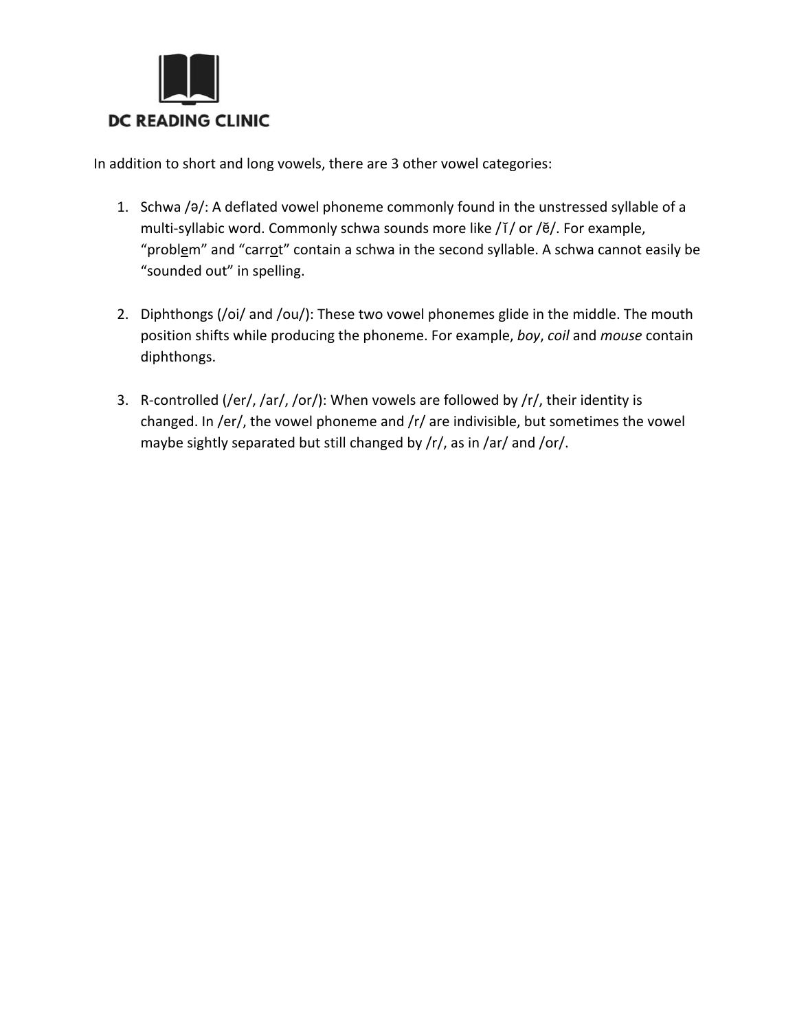**DC READING CLINIC**

In addition to short and long vowels, there are 3 other vowel categories:

1. Schwa /ə/: A deflated vowel phoneme commonly found in the unstressed syllable of a multi-syllabic word. Commonly schwa sounds more like /ĭ/ or /ĕ/. For example, "probl<u>e</u>m" and "carr<u>o</u>t" contain a schwa in the second syllable. A schwa cannot easily be "sounded out" in spelling.

2. Diphthongs (/oi/ and /ou/): These two vowel phonemes glide in the middle. The mouth position shifts while producing the phoneme. For example, *boy*, *coil* and *mouse* contain diphthongs.

3. R-controlled (/er/, /ar/, /or/): When vowels are followed by /r/, their identity is changed. In /er/, the vowel phoneme and /r/ are indivisible, but sometimes the vowel maybe sightly separated but still changed by /r/, as in /ar/ and /or/.